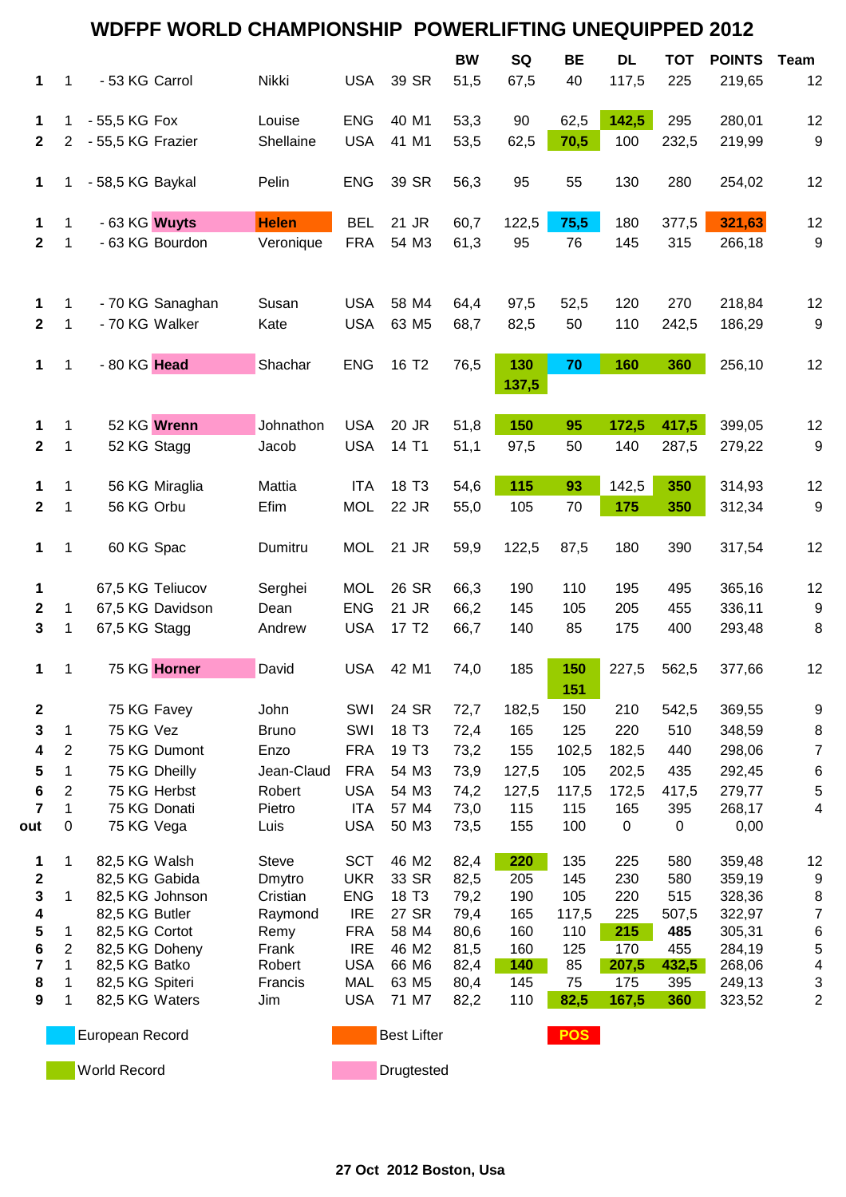# WDFPF WORLD CHAMPIONSHIP POWERLIFTING UNEQUIPPED 2012

| | | Class | Name | First name | Country | Age | Cat | BW | SQ | BE | DL | TOT | POINTS | Team |
|---|---|---|---|---|---|---|---|---|---|---|---|---|---|---|
| 1 | 1 | - 53 KG | Carrol | Nikki | USA | 39 | SR | 51,5 | 67,5 | 40 | 117,5 | 225 | 219,65 | 12 |
| 1 | 1 | - 55,5 KG | Fox | Louise | ENG | 40 | M1 | 53,3 | 90 | 62,5 | 142,5 | 295 | 280,01 | 12 |
| 2 | 2 | - 55,5 KG | Frazier | Shellaine | USA | 41 | M1 | 53,5 | 62,5 | 70,5 | 100 | 232,5 | 219,99 | 9 |
| 1 | 1 | - 58,5 KG | Baykal | Pelin | ENG | 39 | SR | 56,3 | 95 | 55 | 130 | 280 | 254,02 | 12 |
| 1 | 1 | - 63 KG | **Wuyts** | **Helen** | BEL | 21 | JR | 60,7 | 122,5 | 75,5 | 180 | 377,5 | **321,63** | 12 |
| 2 | 1 | - 63 KG | Bourdon | Veronique | FRA | 54 | M3 | 61,3 | 95 | 76 | 145 | 315 | 266,18 | 9 |
| 1 | 1 | - 70 KG | Sanaghan | Susan | USA | 58 | M4 | 64,4 | 97,5 | 52,5 | 120 | 270 | 218,84 | 12 |
| 2 | 1 | - 70 KG | Walker | Kate | USA | 63 | M5 | 68,7 | 82,5 | 50 | 110 | 242,5 | 186,29 | 9 |
| 1 | 1 | - 80 KG | **Head** | Shachar | ENG | 16 | T2 | 76,5 | 130 / 137,5 | 70 | 160 | 360 | 256,10 | 12 |
| 1 | 1 | 52 KG | **Wrenn** | Johnathon | USA | 20 | JR | 51,8 | 150 | 95 | 172,5 | 417,5 | 399,05 | 12 |
| 2 | 1 | 52 KG | Stagg | Jacob | USA | 14 | T1 | 51,1 | 97,5 | 50 | 140 | 287,5 | 279,22 | 9 |
| 1 | 1 | 56 KG | Miraglia | Mattia | ITA | 18 | T3 | 54,6 | 115 | 93 | 142,5 | 350 | 314,93 | 12 |
| 2 | 1 | 56 KG | Orbu | Efim | MOL | 22 | JR | 55,0 | 105 | 70 | 175 | 350 | 312,34 | 9 |
| 1 | 1 | 60 KG | Spac | Dumitru | MOL | 21 | JR | 59,9 | 122,5 | 87,5 | 180 | 390 | 317,54 | 12 |
| 1 | | 67,5 KG | Teliucov | Serghei | MOL | 26 | SR | 66,3 | 190 | 110 | 195 | 495 | 365,16 | 12 |
| 2 | 1 | 67,5 KG | Davidson | Dean | ENG | 21 | JR | 66,2 | 145 | 105 | 205 | 455 | 336,11 | 9 |
| 3 | 1 | 67,5 KG | Stagg | Andrew | USA | 17 | T2 | 66,7 | 140 | 85 | 175 | 400 | 293,48 | 8 |
| 1 | 1 | 75 KG | **Horner** | David | USA | 42 | M1 | 74,0 | 185 | 150 / 151 | 227,5 | 562,5 | 377,66 | 12 |
| 2 | | 75 KG | Favey | John | SWI | 24 | SR | 72,7 | 182,5 | 150 | 210 | 542,5 | 369,55 | 9 |
| 3 | 1 | 75 KG | Vez | Bruno | SWI | 18 | T3 | 72,4 | 165 | 125 | 220 | 510 | 348,59 | 8 |
| 4 | 2 | 75 KG | Dumont | Enzo | FRA | 19 | T3 | 73,2 | 155 | 102,5 | 182,5 | 440 | 298,06 | 7 |
| 5 | 1 | 75 KG | Dheilly | Jean-Claud | FRA | 54 | M3 | 73,9 | 127,5 | 105 | 202,5 | 435 | 292,45 | 6 |
| 6 | 2 | 75 KG | Herbst | Robert | USA | 54 | M3 | 74,2 | 127,5 | 117,5 | 172,5 | 417,5 | 279,77 | 5 |
| 7 | 1 | 75 KG | Donati | Pietro | ITA | 57 | M4 | 73,0 | 115 | 115 | 165 | 395 | 268,17 | 4 |
| out | 0 | 75 KG | Vega | Luis | USA | 50 | M3 | 73,5 | 155 | 100 | 0 | 0 | 0,00 | |
| 1 | 1 | 82,5 KG | Walsh | Steve | SCT | 46 | M2 | 82,4 | 220 | 135 | 225 | 580 | 359,48 | 12 |
| 2 | | 82,5 KG | Gabida | Dmytro | UKR | 33 | SR | 82,5 | 205 | 145 | 230 | 580 | 359,19 | 9 |
| 3 | 1 | 82,5 KG | Johnson | Cristian | ENG | 18 | T3 | 79,2 | 190 | 105 | 220 | 515 | 328,36 | 8 |
| 4 | | 82,5 KG | Butler | Raymond | IRE | 27 | SR | 79,4 | 165 | 117,5 | 225 | 507,5 | 322,97 | 7 |
| 5 | 1 | 82,5 KG | Cortot | Remy | FRA | 58 | M4 | 80,6 | 160 | 110 | 215 | 485 | 305,31 | 6 |
| 6 | 2 | 82,5 KG | Doheny | Frank | IRE | 46 | M2 | 81,5 | 160 | 125 | 170 | 455 | 284,19 | 5 |
| 7 | 1 | 82,5 KG | Batko | Robert | USA | 66 | M6 | 82,4 | 140 | 85 | 207,5 | 432,5 | 268,06 | 4 |
| 8 | 1 | 82,5 KG | Spiteri | Francis | MAL | 63 | M5 | 80,4 | 145 | 75 | 175 | 395 | 249,13 | 3 |
| 9 | 1 | 82,5 KG | Waters | Jim | USA | 71 | M7 | 82,2 | 110 | 82,5 | 167,5 | 360 | 323,52 | 2 |

Legend:
- European Record
- World Record
- Best Lifter
- Drugtested
- POS

27 Oct 2012 Boston, Usa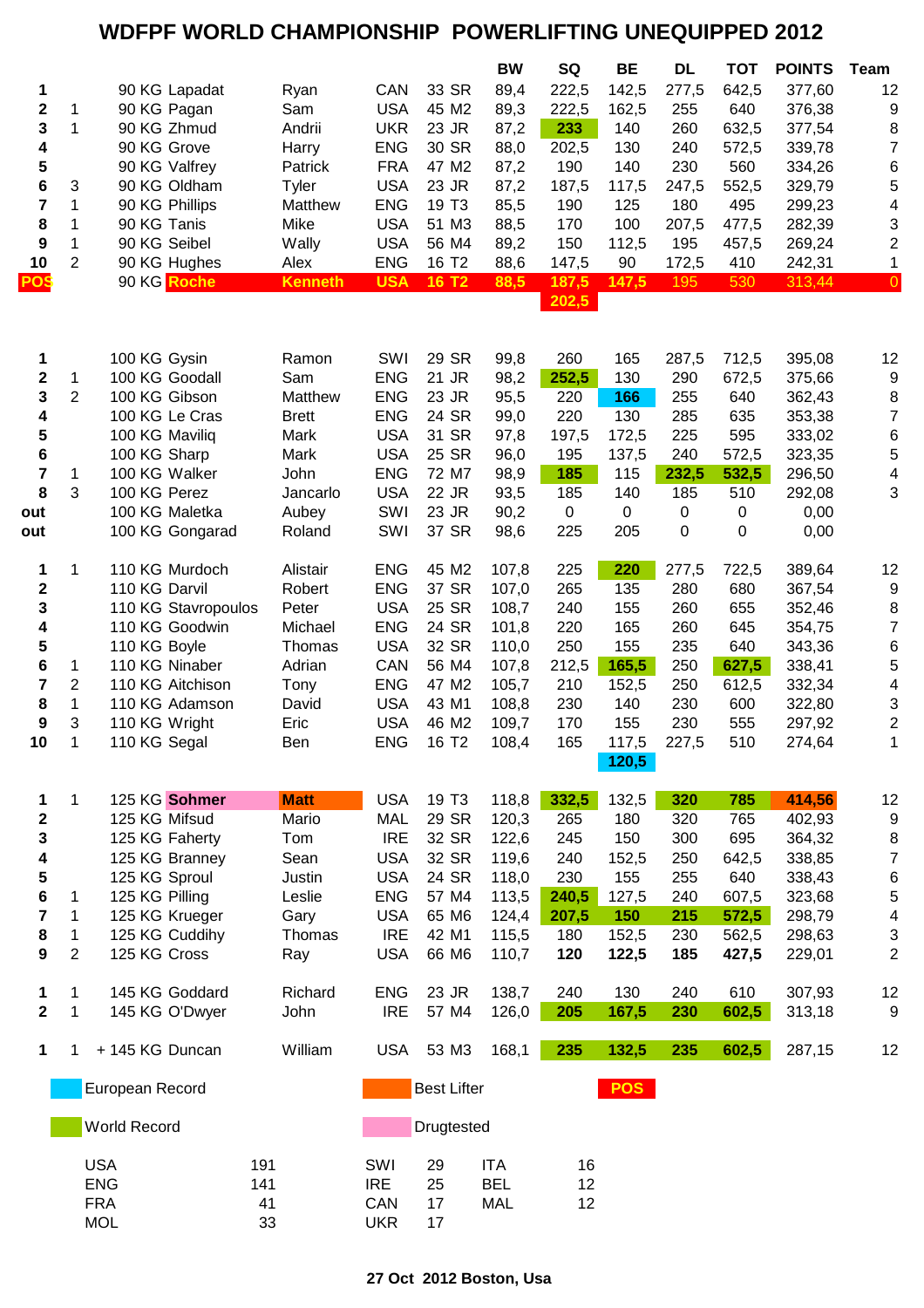# WDFPF WORLD CHAMPIONSHIP POWERLIFTING UNEQUIPPED 2012

| | | | | | | | | BW | SQ | BE | DL | TOT | POINTS | Team |
|---|---|---|---|---|---|---|---|---|---|---|---|---|---|---|
| 1 | | 90 KG | Lapadat | Ryan | CAN | 33 | SR | 89,4 | 222,5 | 142,5 | 277,5 | 642,5 | 377,60 | 12 |
| 2 | 1 | 90 KG | Pagan | Sam | USA | 45 | M2 | 89,3 | 222,5 | 162,5 | 255 | 640 | 376,38 | 9 |
| 3 | 1 | 90 KG | Zhmud | Andrii | UKR | 23 | JR | 87,2 | 233 | 140 | 260 | 632,5 | 377,54 | 8 |
| 4 | | 90 KG | Grove | Harry | ENG | 30 | SR | 88,0 | 202,5 | 130 | 240 | 572,5 | 339,78 | 7 |
| 5 | | 90 KG | Valfrey | Patrick | FRA | 47 | M2 | 87,2 | 190 | 140 | 230 | 560 | 334,26 | 6 |
| 6 | 3 | 90 KG | Oldham | Tyler | USA | 23 | JR | 87,2 | 187,5 | 117,5 | 247,5 | 552,5 | 329,79 | 5 |
| 7 | 1 | 90 KG | Phillips | Matthew | ENG | 19 | T3 | 85,5 | 190 | 125 | 180 | 495 | 299,23 | 4 |
| 8 | 1 | 90 KG | Tanis | Mike | USA | 51 | M3 | 88,5 | 170 | 100 | 207,5 | 477,5 | 282,39 | 3 |
| 9 | 1 | 90 KG | Seibel | Wally | USA | 56 | M4 | 89,2 | 150 | 112,5 | 195 | 457,5 | 269,24 | 2 |
| 10 | 2 | 90 KG | Hughes | Alex | ENG | 16 | T2 | 88,6 | 147,5 | 90 | 172,5 | 410 | 242,31 | 1 |
| POS | | 90 KG | Roche | Kenneth | USA | 16 | T2 | 88,5 | 187,5 / 202,5 | 147,5 | 195 | 530 | 313,44 | 0 |
| | | | | | | | | | | | | | | |
| 1 | | 100 KG | Gysin | Ramon | SWI | 29 | SR | 99,8 | 260 | 165 | 287,5 | 712,5 | 395,08 | 12 |
| 2 | 1 | 100 KG | Goodall | Sam | ENG | 21 | JR | 98,2 | 252,5 | 130 | 290 | 672,5 | 375,66 | 9 |
| 3 | 2 | 100 KG | Gibson | Matthew | ENG | 23 | JR | 95,5 | 220 | 166 | 255 | 640 | 362,43 | 8 |
| 4 | | 100 KG | Le Cras | Brett | ENG | 24 | SR | 99,0 | 220 | 130 | 285 | 635 | 353,38 | 7 |
| 5 | | 100 KG | Maviliq | Mark | USA | 31 | SR | 97,8 | 197,5 | 172,5 | 225 | 595 | 333,02 | 6 |
| 6 | | 100 KG | Sharp | Mark | USA | 25 | SR | 96,0 | 195 | 137,5 | 240 | 572,5 | 323,35 | 5 |
| 7 | 1 | 100 KG | Walker | John | ENG | 72 | M7 | 98,9 | 185 | 115 | 232,5 | 532,5 | 296,50 | 4 |
| 8 | 3 | 100 KG | Perez | Jancarlo | USA | 22 | JR | 93,5 | 185 | 140 | 185 | 510 | 292,08 | 3 |
| out | | 100 KG | Maletka | Aubey | SWI | 23 | JR | 90,2 | 0 | 0 | 0 | 0 | 0,00 | |
| out | | 100 KG | Gongarad | Roland | SWI | 37 | SR | 98,6 | 225 | 205 | 0 | 0 | 0,00 | |
| | | | | | | | | | | | | | | |
| 1 | 1 | 110 KG | Murdoch | Alistair | ENG | 45 | M2 | 107,8 | 225 | 220 | 277,5 | 722,5 | 389,64 | 12 |
| 2 | | 110 KG | Darvil | Robert | ENG | 37 | SR | 107,0 | 265 | 135 | 280 | 680 | 367,54 | 9 |
| 3 | | 110 KG | Stavropoulos | Peter | USA | 25 | SR | 108,7 | 240 | 155 | 260 | 655 | 352,46 | 8 |
| 4 | | 110 KG | Goodwin | Michael | ENG | 24 | SR | 101,8 | 220 | 165 | 260 | 645 | 354,75 | 7 |
| 5 | | 110 KG | Boyle | Thomas | USA | 32 | SR | 110,0 | 250 | 155 | 235 | 640 | 343,36 | 6 |
| 6 | 1 | 110 KG | Ninaber | Adrian | CAN | 56 | M4 | 107,8 | 212,5 | 165,5 | 250 | 627,5 | 338,41 | 5 |
| 7 | 2 | 110 KG | Aitchison | Tony | ENG | 47 | M2 | 105,7 | 210 | 152,5 | 250 | 612,5 | 332,34 | 4 |
| 8 | 1 | 110 KG | Adamson | David | USA | 43 | M1 | 108,8 | 230 | 140 | 230 | 600 | 322,80 | 3 |
| 9 | 3 | 110 KG | Wright | Eric | USA | 46 | M2 | 109,7 | 170 | 155 | 230 | 555 | 297,92 | 2 |
| 10 | 1 | 110 KG | Segal | Ben | ENG | 16 | T2 | 108,4 | 165 | 117,5 / 120,5 | 227,5 | 510 | 274,64 | 1 |
| | | | | | | | | | | | | | | |
| 1 | 1 | 125 KG | Sohmer | Matt | USA | 19 | T3 | 118,8 | 332,5 | 132,5 | 320 | 785 | 414,56 | 12 |
| 2 | | 125 KG | Mifsud | Mario | MAL | 29 | SR | 120,3 | 265 | 180 | 320 | 765 | 402,93 | 9 |
| 3 | | 125 KG | Faherty | Tom | IRE | 32 | SR | 122,6 | 245 | 150 | 300 | 695 | 364,32 | 8 |
| 4 | | 125 KG | Branney | Sean | USA | 32 | SR | 119,6 | 240 | 152,5 | 250 | 642,5 | 338,85 | 7 |
| 5 | | 125 KG | Sproul | Justin | USA | 24 | SR | 118,0 | 230 | 155 | 255 | 640 | 338,43 | 6 |
| 6 | 1 | 125 KG | Pilling | Leslie | ENG | 57 | M4 | 113,5 | 240,5 | 127,5 | 240 | 607,5 | 323,68 | 5 |
| 7 | 1 | 125 KG | Krueger | Gary | USA | 65 | M6 | 124,4 | 207,5 | 150 | 215 | 572,5 | 298,79 | 4 |
| 8 | 1 | 125 KG | Cuddihy | Thomas | IRE | 42 | M1 | 115,5 | 180 | 152,5 | 230 | 562,5 | 298,63 | 3 |
| 9 | 2 | 125 KG | Cross | Ray | USA | 66 | M6 | 110,7 | 120 | 122,5 | 185 | 427,5 | 229,01 | 2 |
| | | | | | | | | | | | | | | |
| 1 | 1 | 145 KG | Goddard | Richard | ENG | 23 | JR | 138,7 | 240 | 130 | 240 | 610 | 307,93 | 12 |
| 2 | 1 | 145 KG | O'Dwyer | John | IRE | 57 | M4 | 126,0 | 205 | 167,5 | 230 | 602,5 | 313,18 | 9 |
| | | | | | | | | | | | | | | |
| 1 | 1 | + 145 KG | Duncan | William | USA | 53 | M3 | 168,1 | 235 | 132,5 | 235 | 602,5 | 287,15 | 12 |

Legend: European Record (blue) · World Record (green) · Best Lifter (orange) · Drugtested (pink) · POS (red)

| | | | | | |
|---|---|---|---|---|---|
| USA | 191 | SWI | 29 | ITA | 16 |
| ENG | 141 | IRE | 25 | BEL | 12 |
| FRA | 41 | CAN | 17 | MAL | 12 |
| MOL | 33 | UKR | 17 | | |

**27 Oct 2012 Boston, Usa**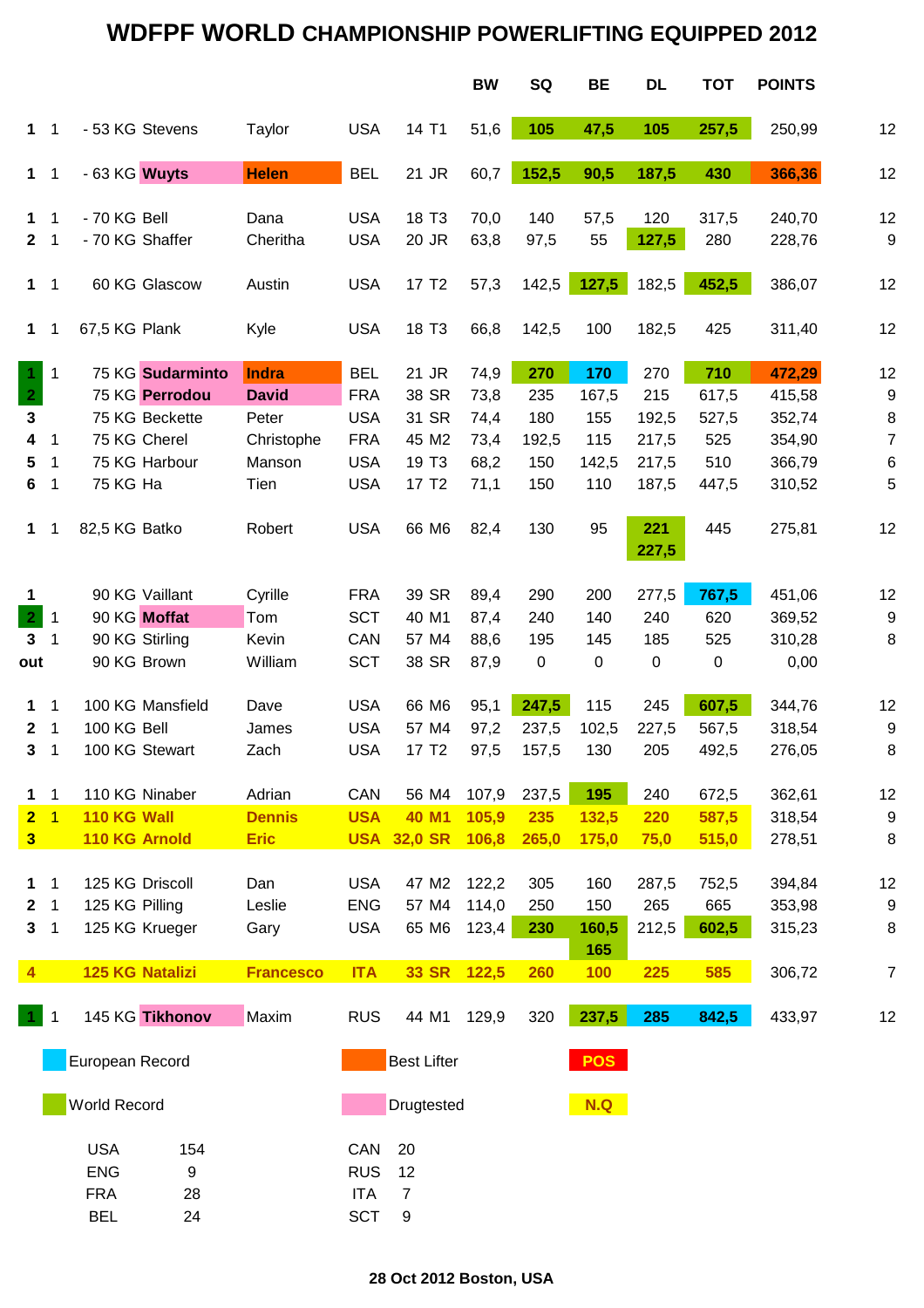# WDFPF WORLD CHAMPIONSHIP POWERLIFTING EQUIPPED 2012

| | | | | | | | | BW | SQ | BE | DL | TOT | POINTS | |
|---|---|---|---|---|---|---|---|---|---|---|---|---|---|---|
| 1 | 1 | - 53 KG | Stevens | Taylor | USA | 14 | T1 | 51,6 | 105 | 47,5 | 105 | 257,5 | 250,99 | 12 |
| 1 | 1 | - 63 KG | Wuyts | Helen | BEL | 21 | JR | 60,7 | 152,5 | 90,5 | 187,5 | 430 | 366,36 | 12 |
| 1 | 1 | - 70 KG | Bell | Dana | USA | 18 | T3 | 70,0 | 140 | 57,5 | 120 | 317,5 | 240,70 | 12 |
| 2 | 1 | - 70 KG | Shaffer | Cheritha | USA | 20 | JR | 63,8 | 97,5 | 55 | 127,5 | 280 | 228,76 | 9 |
| 1 | 1 | 60 KG | Glascow | Austin | USA | 17 | T2 | 57,3 | 142,5 | 127,5 | 182,5 | 452,5 | 386,07 | 12 |
| 1 | 1 | 67,5 KG | Plank | Kyle | USA | 18 | T3 | 66,8 | 142,5 | 100 | 182,5 | 425 | 311,40 | 12 |
| 1 | 1 | 75 KG | Sudarminto | Indra | BEL | 21 | JR | 74,9 | 270 | 170 | 270 | 710 | 472,29 | 12 |
| 2 | | 75 KG | Perrodou | David | FRA | 38 | SR | 73,8 | 235 | 167,5 | 215 | 617,5 | 415,58 | 9 |
| 3 | | 75 KG | Beckette | Peter | USA | 31 | SR | 74,4 | 180 | 155 | 192,5 | 527,5 | 352,74 | 8 |
| 4 | 1 | 75 KG | Cherel | Christophe | FRA | 45 | M2 | 73,4 | 192,5 | 115 | 217,5 | 525 | 354,90 | 7 |
| 5 | 1 | 75 KG | Harbour | Manson | USA | 19 | T3 | 68,2 | 150 | 142,5 | 217,5 | 510 | 366,79 | 6 |
| 6 | 1 | 75 KG | Ha | Tien | USA | 17 | T2 | 71,1 | 150 | 110 | 187,5 | 447,5 | 310,52 | 5 |
| 1 | 1 | 82,5 KG | Batko | Robert | USA | 66 | M6 | 82,4 | 130 | 95 | 221 / 227,5 | 445 | 275,81 | 12 |
| 1 | | 90 KG | Vaillant | Cyrille | FRA | 39 | SR | 89,4 | 290 | 200 | 277,5 | 767,5 | 451,06 | 12 |
| 2 | 1 | 90 KG | Moffat | Tom | SCT | 40 | M1 | 87,4 | 240 | 140 | 240 | 620 | 369,52 | 9 |
| 3 | 1 | 90 KG | Stirling | Kevin | CAN | 57 | M4 | 88,6 | 195 | 145 | 185 | 525 | 310,28 | 8 |
| out | | 90 KG | Brown | William | SCT | 38 | SR | 87,9 | 0 | 0 | 0 | 0 | 0,00 | |
| 1 | 1 | 100 KG | Mansfield | Dave | USA | 66 | M6 | 95,1 | 247,5 | 115 | 245 | 607,5 | 344,76 | 12 |
| 2 | 1 | 100 KG | Bell | James | USA | 57 | M4 | 97,2 | 237,5 | 102,5 | 227,5 | 567,5 | 318,54 | 9 |
| 3 | 1 | 100 KG | Stewart | Zach | USA | 17 | T2 | 97,5 | 157,5 | 130 | 205 | 492,5 | 276,05 | 8 |
| 1 | 1 | 110 KG | Ninaber | Adrian | CAN | 56 | M4 | 107,9 | 237,5 | 195 | 240 | 672,5 | 362,61 | 12 |
| 2 | 1 | 110 KG | Wall | Dennis | USA | 40 | M1 | 105,9 | 235 | 132,5 | 220 | 587,5 | 318,54 | 9 |
| 3 | | 110 KG | Arnold | Eric | USA | 32,0 | SR | 106,8 | 265,0 | 175,0 | 75,0 | 515,0 | 278,51 | 8 |
| 1 | 1 | 125 KG | Driscoll | Dan | USA | 47 | M2 | 122,2 | 305 | 160 | 287,5 | 752,5 | 394,84 | 12 |
| 2 | 1 | 125 KG | Pilling | Leslie | ENG | 57 | M4 | 114,0 | 250 | 150 | 265 | 665 | 353,98 | 9 |
| 3 | 1 | 125 KG | Krueger | Gary | USA | 65 | M6 | 123,4 | 230 | 160,5 / 165 | 212,5 | 602,5 | 315,23 | 8 |
| 4 | | 125 KG | Natalizi | Francesco | ITA | 33 | SR | 122,5 | 260 | 100 | 225 | 585 | 306,72 | 7 |
| 1 | 1 | 145 KG | Tikhonov | Maxim | RUS | 44 | M1 | 129,9 | 320 | 237,5 | 285 | 842,5 | 433,97 | 12 |

European Record — Best Lifter — POS

World Record — Drugtested — N.Q

| | | | |
|---|---|---|---|
| USA | 154 | CAN | 20 |
| ENG | 9 | RUS | 12 |
| FRA | 28 | ITA | 7 |
| BEL | 24 | SCT | 9 |

**28 Oct 2012 Boston, USA**